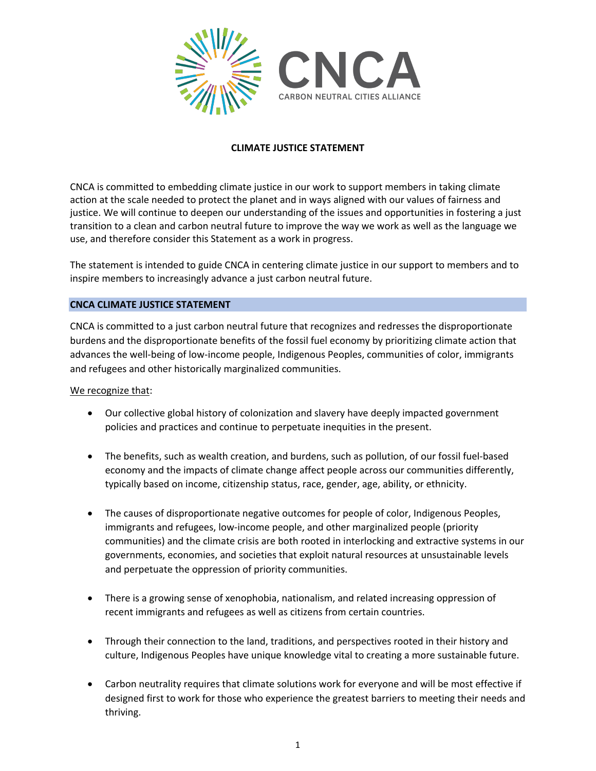CNCA

CARBON NEUTRAL CITIES ALLIANCE

# CLIMATE JUSTICE STATEMENT

CNCA is committed to embedding climate justice in our work to support members in taking climate action at the scale needed to protect the planet and in ways aligned with our values of fairness and justice. We will continue to deepen our understanding of the issues and opportunities in fostering a just transition to a clean and carbon neutral future to improve the way we work as well as the language we use, and therefore consider this Statement as a work in progress.

The statement is intended to guide CNCA in centering climate justice in our support to members and to inspire members to increasingly advance a just carbon neutral future.

## CNCA CLIMATE JUSTICE STATEMENT

CNCA is committed to a just carbon neutral future that recognizes and redresses the disproportionate burdens and the disproportionate benefits of the fossil fuel economy by prioritizing climate action that advances the well-being of low-income people, Indigenous Peoples, communities of color, immigrants and refugees and other historically marginalized communities.

<u>We recognize that</u>:

- Our collective global history of colonization and slavery have deeply impacted government policies and practices and continue to perpetuate inequities in the present.

- The benefits, such as wealth creation, and burdens, such as pollution, of our fossil fuel-based economy and the impacts of climate change affect people across our communities differently, typically based on income, citizenship status, race, gender, age, ability, or ethnicity.

- The causes of disproportionate negative outcomes for people of color, Indigenous Peoples, immigrants and refugees, low-income people, and other marginalized people (priority communities) and the climate crisis are both rooted in interlocking and extractive systems in our governments, economies, and societies that exploit natural resources at unsustainable levels and perpetuate the oppression of priority communities.

- There is a growing sense of xenophobia, nationalism, and related increasing oppression of recent immigrants and refugees as well as citizens from certain countries.

- Through their connection to the land, traditions, and perspectives rooted in their history and culture, Indigenous Peoples have unique knowledge vital to creating a more sustainable future.

- Carbon neutrality requires that climate solutions work for everyone and will be most effective if designed first to work for those who experience the greatest barriers to meeting their needs and thriving.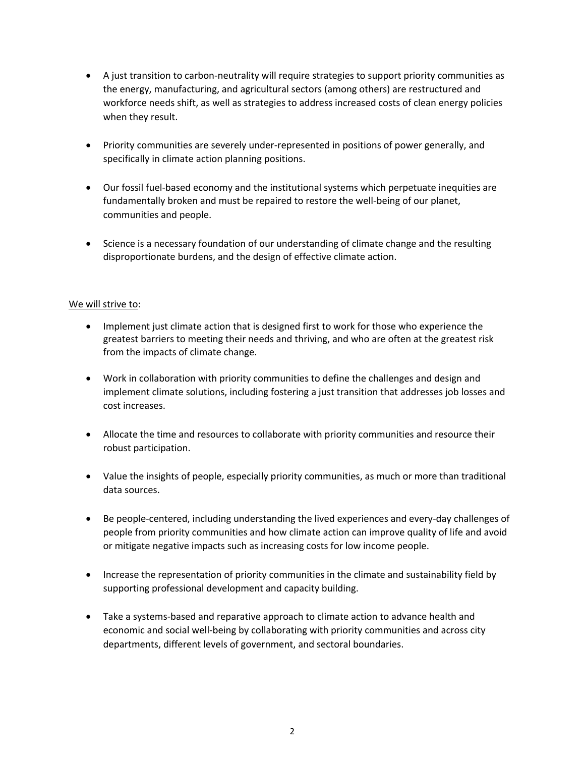- A just transition to carbon-neutrality will require strategies to support priority communities as the energy, manufacturing, and agricultural sectors (among others) are restructured and workforce needs shift, as well as strategies to address increased costs of clean energy policies when they result.

- Priority communities are severely under-represented in positions of power generally, and specifically in climate action planning positions.

- Our fossil fuel-based economy and the institutional systems which perpetuate inequities are fundamentally broken and must be repaired to restore the well-being of our planet, communities and people.

- Science is a necessary foundation of our understanding of climate change and the resulting disproportionate burdens, and the design of effective climate action.

<u>We will strive to</u>:

- Implement just climate action that is designed first to work for those who experience the greatest barriers to meeting their needs and thriving, and who are often at the greatest risk from the impacts of climate change.

- Work in collaboration with priority communities to define the challenges and design and implement climate solutions, including fostering a just transition that addresses job losses and cost increases.

- Allocate the time and resources to collaborate with priority communities and resource their robust participation.

- Value the insights of people, especially priority communities, as much or more than traditional data sources.

- Be people-centered, including understanding the lived experiences and every-day challenges of people from priority communities and how climate action can improve quality of life and avoid or mitigate negative impacts such as increasing costs for low income people.

- Increase the representation of priority communities in the climate and sustainability field by supporting professional development and capacity building.

- Take a systems-based and reparative approach to climate action to advance health and economic and social well-being by collaborating with priority communities and across city departments, different levels of government, and sectoral boundaries.